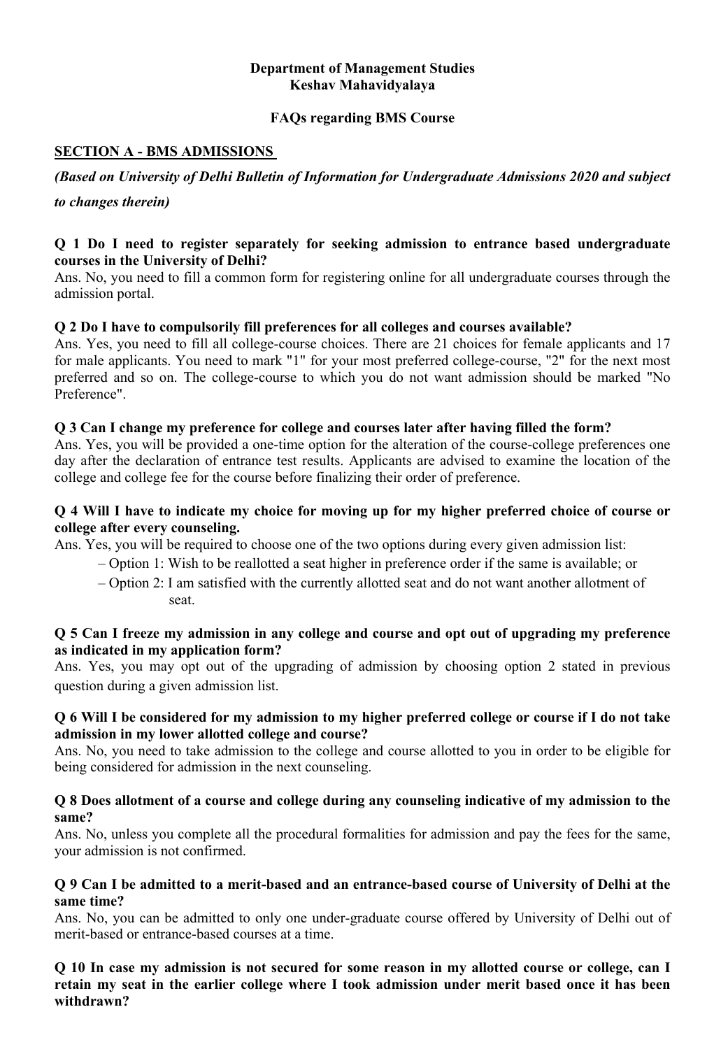**Department of Management Studies**
**Keshav Mahavidyalaya**

**FAQs regarding BMS Course**

**SECTION A - BMS ADMISSIONS**

***(Based on University of Delhi Bulletin of Information for Undergraduate Admissions 2020 and subject to changes therein)***

**Q 1 Do I need to register separately for seeking admission to entrance based undergraduate courses in the University of Delhi?**
Ans. No, you need to fill a common form for registering online for all undergraduate courses through the admission portal.

**Q 2 Do I have to compulsorily fill preferences for all colleges and courses available?**
Ans. Yes, you need to fill all college-course choices. There are 21 choices for female applicants and 17 for male applicants. You need to mark "1" for your most preferred college-course, "2" for the next most preferred and so on. The college-course to which you do not want admission should be marked "No Preference".

**Q 3 Can I change my preference for college and courses later after having filled the form?**
Ans. Yes, you will be provided a one-time option for the alteration of the course-college preferences one day after the declaration of entrance test results. Applicants are advised to examine the location of the college and college fee for the course before finalizing their order of preference.

**Q 4 Will I have to indicate my choice for moving up for my higher preferred choice of course or college after every counseling.**
Ans. Yes, you will be required to choose one of the two options during every given admission list:

– Option 1: Wish to be reallotted a seat higher in preference order if the same is available; or
– Option 2: I am satisfied with the currently allotted seat and do not want another allotment of seat.

**Q 5 Can I freeze my admission in any college and course and opt out of upgrading my preference as indicated in my application form?**
Ans. Yes, you may opt out of the upgrading of admission by choosing option 2 stated in previous question during a given admission list.

**Q 6 Will I be considered for my admission to my higher preferred college or course if I do not take admission in my lower allotted college and course?**
Ans. No, you need to take admission to the college and course allotted to you in order to be eligible for being considered for admission in the next counseling.

**Q 8 Does allotment of a course and college during any counseling indicative of my admission to the same?**
Ans. No, unless you complete all the procedural formalities for admission and pay the fees for the same, your admission is not confirmed.

**Q 9 Can I be admitted to a merit-based and an entrance-based course of University of Delhi at the same time?**
Ans. No, you can be admitted to only one under-graduate course offered by University of Delhi out of merit-based or entrance-based courses at a time.

**Q 10 In case my admission is not secured for some reason in my allotted course or college, can I retain my seat in the earlier college where I took admission under merit based once it has been withdrawn?**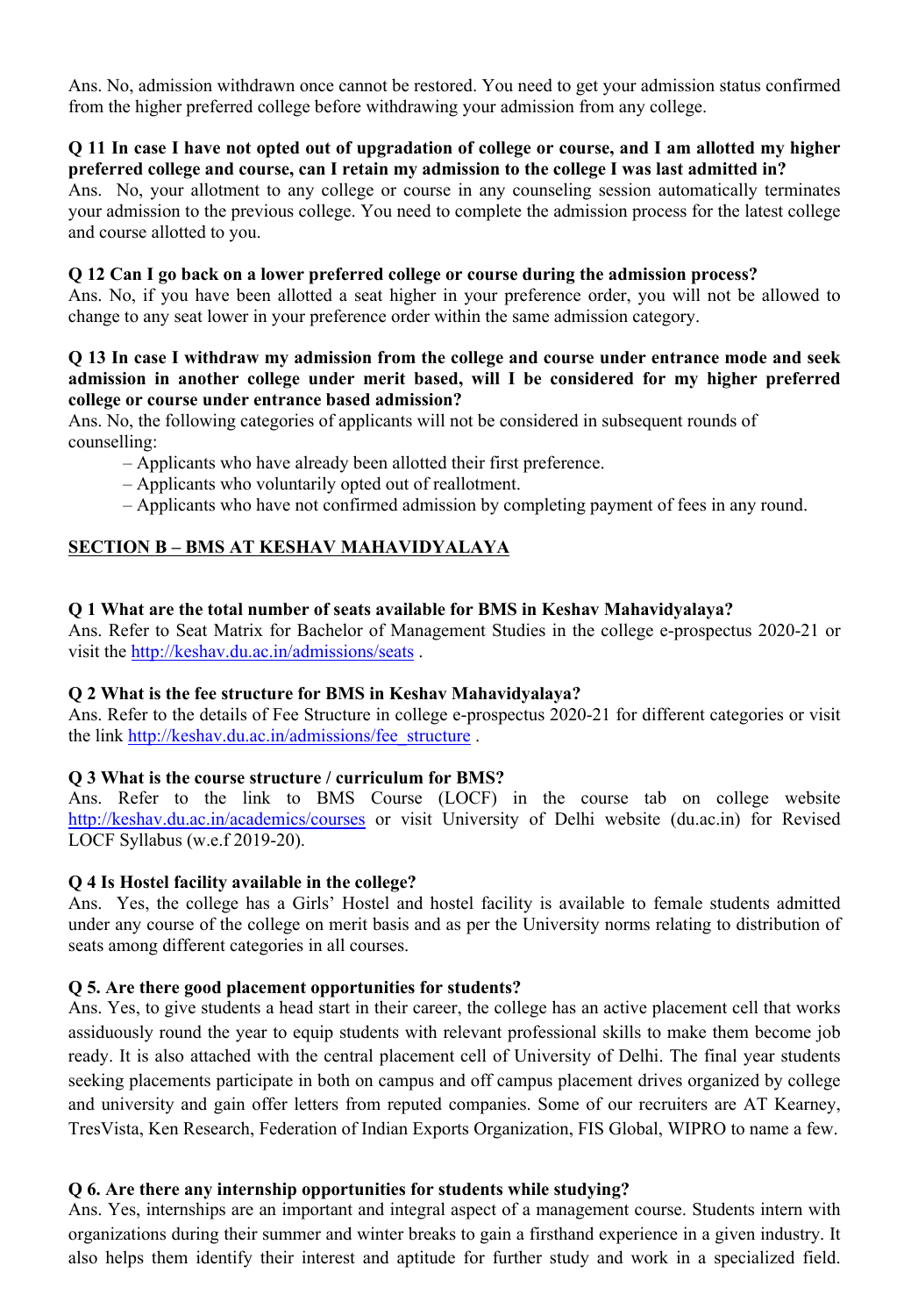Ans. No, admission withdrawn once cannot be restored. You need to get your admission status confirmed from the higher preferred college before withdrawing your admission from any college.

**Q 11 In case I have not opted out of upgradation of college or course, and I am allotted my higher preferred college and course, can I retain my admission to the college I was last admitted in?**

Ans. No, your allotment to any college or course in any counseling session automatically terminates your admission to the previous college. You need to complete the admission process for the latest college and course allotted to you.

**Q 12 Can I go back on a lower preferred college or course during the admission process?**

Ans. No, if you have been allotted a seat higher in your preference order, you will not be allowed to change to any seat lower in your preference order within the same admission category.

**Q 13 In case I withdraw my admission from the college and course under entrance mode and seek admission in another college under merit based, will I be considered for my higher preferred college or course under entrance based admission?**

Ans. No, the following categories of applicants will not be considered in subsequent rounds of counselling:

- Applicants who have already been allotted their first preference.
- Applicants who voluntarily opted out of reallotment.
- Applicants who have not confirmed admission by completing payment of fees in any round.

## SECTION B – BMS AT KESHAV MAHAVIDYALAYA

**Q 1 What are the total number of seats available for BMS in Keshav Mahavidyalaya?**

Ans. Refer to Seat Matrix for Bachelor of Management Studies in the college e-prospectus 2020-21 or visit the http://keshav.du.ac.in/admissions/seats .

**Q 2 What is the fee structure for BMS in Keshav Mahavidyalaya?**

Ans. Refer to the details of Fee Structure in college e-prospectus 2020-21 for different categories or visit the link http://keshav.du.ac.in/admissions/fee_structure .

**Q 3 What is the course structure / curriculum for BMS?**

Ans. Refer to the link to BMS Course (LOCF) in the course tab on college website http://keshav.du.ac.in/academics/courses or visit University of Delhi website (du.ac.in) for Revised LOCF Syllabus (w.e.f 2019-20).

**Q 4 Is Hostel facility available in the college?**

Ans. Yes, the college has a Girls' Hostel and hostel facility is available to female students admitted under any course of the college on merit basis and as per the University norms relating to distribution of seats among different categories in all courses.

**Q 5. Are there good placement opportunities for students?**

Ans. Yes, to give students a head start in their career, the college has an active placement cell that works assiduously round the year to equip students with relevant professional skills to make them become job ready. It is also attached with the central placement cell of University of Delhi. The final year students seeking placements participate in both on campus and off campus placement drives organized by college and university and gain offer letters from reputed companies. Some of our recruiters are AT Kearney, TresVista, Ken Research, Federation of Indian Exports Organization, FIS Global, WIPRO to name a few.

**Q 6. Are there any internship opportunities for students while studying?**

Ans. Yes, internships are an important and integral aspect of a management course. Students intern with organizations during their summer and winter breaks to gain a firsthand experience in a given industry. It also helps them identify their interest and aptitude for further study and work in a specialized field.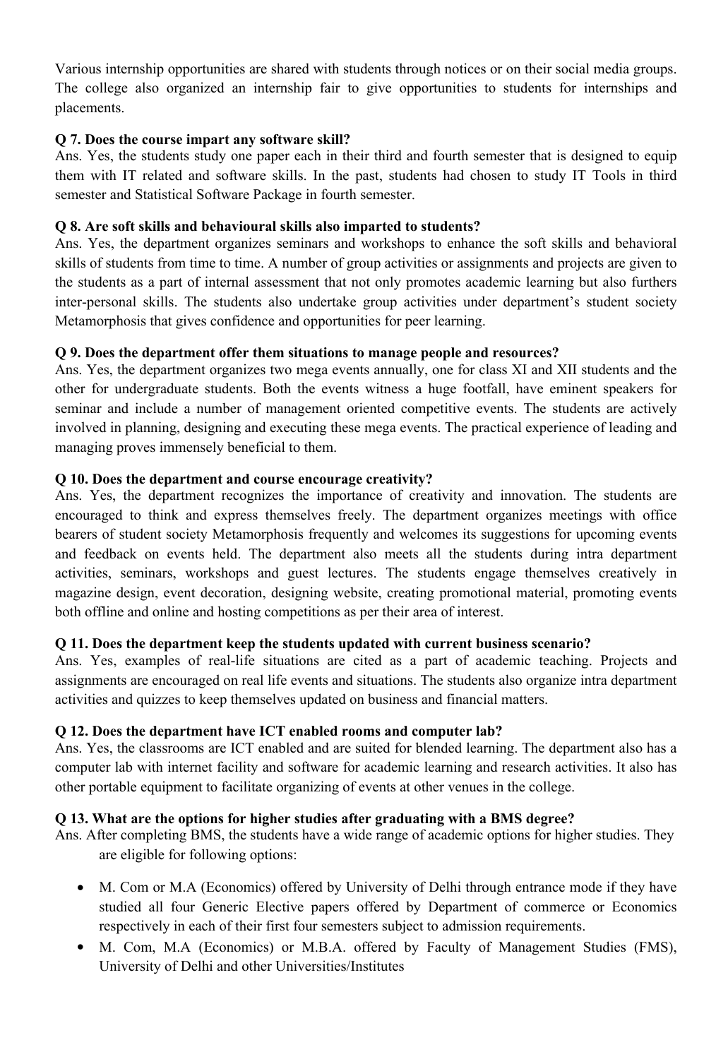Various internship opportunities are shared with students through notices or on their social media groups. The college also organized an internship fair to give opportunities to students for internships and placements.

**Q 7. Does the course impart any software skill?**
Ans. Yes, the students study one paper each in their third and fourth semester that is designed to equip them with IT related and software skills. In the past, students had chosen to study IT Tools in third semester and Statistical Software Package in fourth semester.

**Q 8. Are soft skills and behavioural skills also imparted to students?**
Ans. Yes, the department organizes seminars and workshops to enhance the soft skills and behavioral skills of students from time to time. A number of group activities or assignments and projects are given to the students as a part of internal assessment that not only promotes academic learning but also furthers inter-personal skills. The students also undertake group activities under department's student society Metamorphosis that gives confidence and opportunities for peer learning.

**Q 9. Does the department offer them situations to manage people and resources?**
Ans. Yes, the department organizes two mega events annually, one for class XI and XII students and the other for undergraduate students. Both the events witness a huge footfall, have eminent speakers for seminar and include a number of management oriented competitive events. The students are actively involved in planning, designing and executing these mega events. The practical experience of leading and managing proves immensely beneficial to them.

**Q 10. Does the department and course encourage creativity?**
Ans. Yes, the department recognizes the importance of creativity and innovation. The students are encouraged to think and express themselves freely. The department organizes meetings with office bearers of student society Metamorphosis frequently and welcomes its suggestions for upcoming events and feedback on events held. The department also meets all the students during intra department activities, seminars, workshops and guest lectures. The students engage themselves creatively in magazine design, event decoration, designing website, creating promotional material, promoting events both offline and online and hosting competitions as per their area of interest.

**Q 11. Does the department keep the students updated with current business scenario?**
Ans. Yes, examples of real-life situations are cited as a part of academic teaching. Projects and assignments are encouraged on real life events and situations. The students also organize intra department activities and quizzes to keep themselves updated on business and financial matters.

**Q 12. Does the department have ICT enabled rooms and computer lab?**
Ans. Yes, the classrooms are ICT enabled and are suited for blended learning. The department also has a computer lab with internet facility and software for academic learning and research activities. It also has other portable equipment to facilitate organizing of events at other venues in the college.

**Q 13. What are the options for higher studies after graduating with a BMS degree?**
Ans. After completing BMS, the students have a wide range of academic options for higher studies. They are eligible for following options:

- M. Com or M.A (Economics) offered by University of Delhi through entrance mode if they have studied all four Generic Elective papers offered by Department of commerce or Economics respectively in each of their first four semesters subject to admission requirements.
- M. Com, M.A (Economics) or M.B.A. offered by Faculty of Management Studies (FMS), University of Delhi and other Universities/Institutes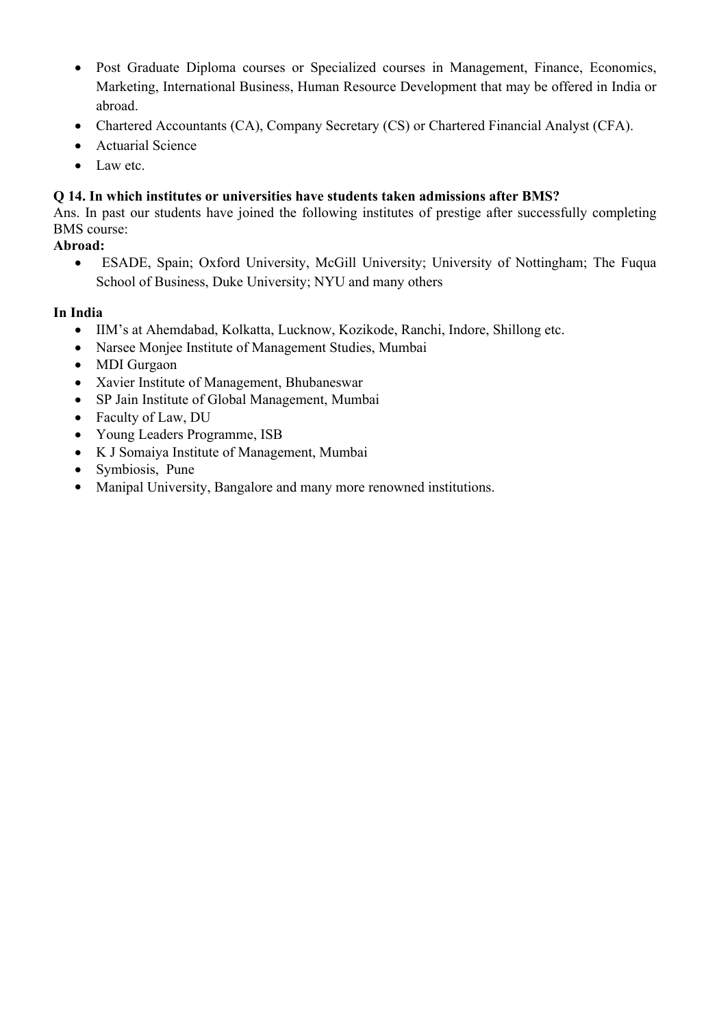- Post Graduate Diploma courses or Specialized courses in Management, Finance, Economics, Marketing, International Business, Human Resource Development that may be offered in India or abroad.
- Chartered Accountants (CA), Company Secretary (CS) or Chartered Financial Analyst (CFA).
- Actuarial Science
- Law etc.

**Q 14. In which institutes or universities have students taken admissions after BMS?**

Ans. In past our students have joined the following institutes of prestige after successfully completing BMS course:

**Abroad:**

- ESADE, Spain; Oxford University, McGill University; University of Nottingham; The Fuqua School of Business, Duke University; NYU and many others

**In India**

- IIM's at Ahemdabad, Kolkatta, Lucknow, Kozikode, Ranchi, Indore, Shillong etc.
- Narsee Monjee Institute of Management Studies, Mumbai
- MDI Gurgaon
- Xavier Institute of Management, Bhubaneswar
- SP Jain Institute of Global Management, Mumbai
- Faculty of Law, DU
- Young Leaders Programme, ISB
- K J Somaiya Institute of Management, Mumbai
- Symbiosis, Pune
- Manipal University, Bangalore and many more renowned institutions.